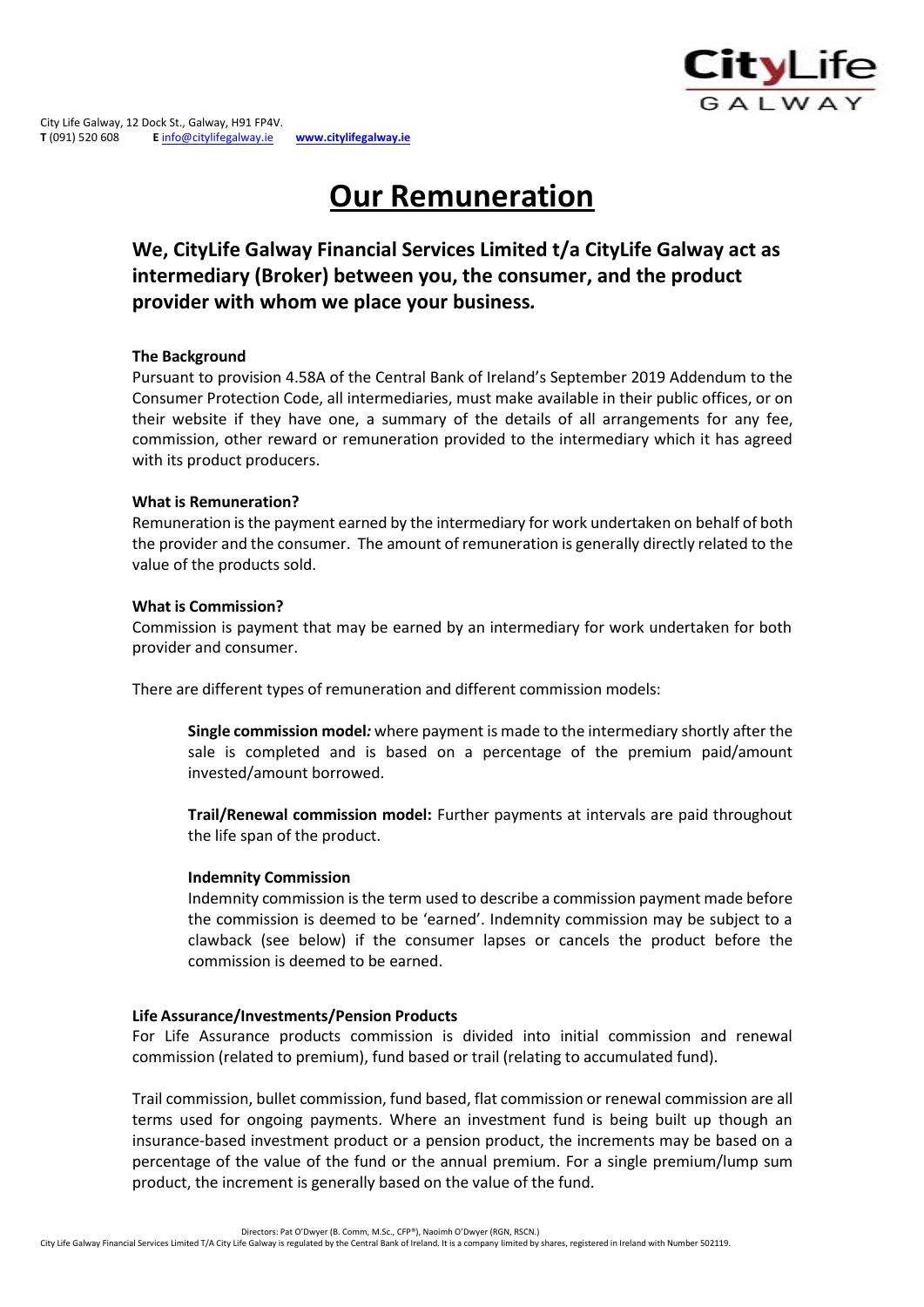City Life Galway, 12 Dock St., Galway, H91 FP4V.
**T** (091) 520 608 **E** info@citylifegalway.ie **www.citylifegalway.ie**

# Our Remuneration

## We, CityLife Galway Financial Services Limited t/a CityLife Galway act as intermediary (Broker) between you, the consumer, and the product provider with whom we place your business.

**The Background**

Pursuant to provision 4.58A of the Central Bank of Ireland's September 2019 Addendum to the Consumer Protection Code, all intermediaries, must make available in their public offices, or on their website if they have one, a summary of the details of all arrangements for any fee, commission, other reward or remuneration provided to the intermediary which it has agreed with its product producers.

**What is Remuneration?**

Remuneration is the payment earned by the intermediary for work undertaken on behalf of both the provider and the consumer. The amount of remuneration is generally directly related to the value of the products sold.

**What is Commission?**

Commission is payment that may be earned by an intermediary for work undertaken for both provider and consumer.

There are different types of remuneration and different commission models:

> **Single commission model***:* where payment is made to the intermediary shortly after the sale is completed and is based on a percentage of the premium paid/amount invested/amount borrowed.
>
> **Trail/Renewal commission model:** Further payments at intervals are paid throughout the life span of the product.
>
> **Indemnity Commission**
>
> Indemnity commission is the term used to describe a commission payment made before the commission is deemed to be 'earned'. Indemnity commission may be subject to a clawback (see below) if the consumer lapses or cancels the product before the commission is deemed to be earned.

**Life Assurance/Investments/Pension Products**

For Life Assurance products commission is divided into initial commission and renewal commission (related to premium), fund based or trail (relating to accumulated fund).

Trail commission, bullet commission, fund based, flat commission or renewal commission are all terms used for ongoing payments. Where an investment fund is being built up though an insurance-based investment product or a pension product, the increments may be based on a percentage of the value of the fund or the annual premium. For a single premium/lump sum product, the increment is generally based on the value of the fund.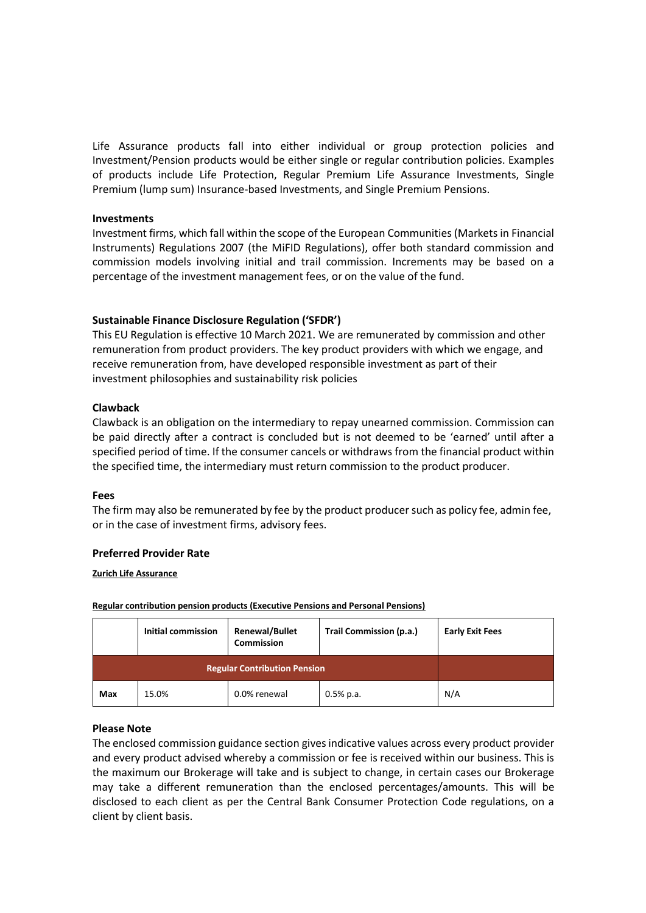Life Assurance products fall into either individual or group protection policies and Investment/Pension products would be either single or regular contribution policies. Examples of products include Life Protection, Regular Premium Life Assurance Investments, Single Premium (lump sum) Insurance-based Investments, and Single Premium Pensions.

**Investments**

Investment firms, which fall within the scope of the European Communities (Markets in Financial Instruments) Regulations 2007 (the MiFID Regulations), offer both standard commission and commission models involving initial and trail commission. Increments may be based on a percentage of the investment management fees, or on the value of the fund.

**Sustainable Finance Disclosure Regulation ('SFDR')**

This EU Regulation is effective 10 March 2021. We are remunerated by commission and other remuneration from product providers. The key product providers with which we engage, and receive remuneration from, have developed responsible investment as part of their investment philosophies and sustainability risk policies

**Clawback**

Clawback is an obligation on the intermediary to repay unearned commission. Commission can be paid directly after a contract is concluded but is not deemed to be 'earned' until after a specified period of time. If the consumer cancels or withdraws from the financial product within the specified time, the intermediary must return commission to the product producer.

**Fees**

The firm may also be remunerated by fee by the product producer such as policy fee, admin fee, or in the case of investment firms, advisory fees.

**Preferred Provider Rate**

**Zurich Life Assurance**

**Regular contribution pension products (Executive Pensions and Personal Pensions)**

| | Initial commission | Renewal/Bullet Commission | Trail Commission (p.a.) | Early Exit Fees |
|---|---|---|---|---|
| **Regular Contribution Pension** | | | | |
| **Max** | 15.0% | 0.0% renewal | 0.5% p.a. | N/A |

**Please Note**

The enclosed commission guidance section gives indicative values across every product provider and every product advised whereby a commission or fee is received within our business. This is the maximum our Brokerage will take and is subject to change, in certain cases our Brokerage may take a different remuneration than the enclosed percentages/amounts. This will be disclosed to each client as per the Central Bank Consumer Protection Code regulations, on a client by client basis.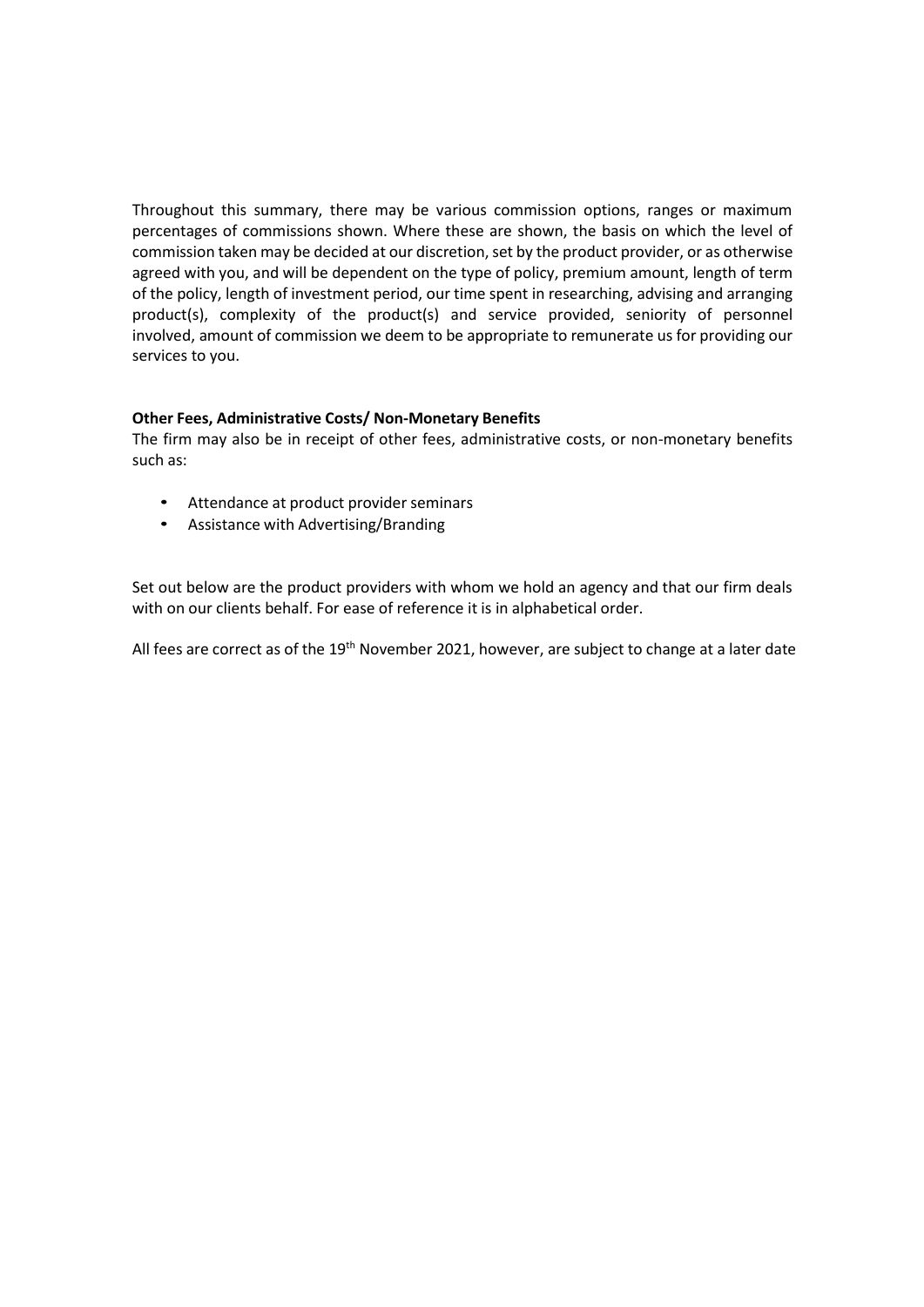Throughout this summary, there may be various commission options, ranges or maximum percentages of commissions shown. Where these are shown, the basis on which the level of commission taken may be decided at our discretion, set by the product provider, or as otherwise agreed with you, and will be dependent on the type of policy, premium amount, length of term of the policy, length of investment period, our time spent in researching, advising and arranging product(s), complexity of the product(s) and service provided, seniority of personnel involved, amount of commission we deem to be appropriate to remunerate us for providing our services to you.

**Other Fees, Administrative Costs/ Non-Monetary Benefits**

The firm may also be in receipt of other fees, administrative costs, or non-monetary benefits such as:

- Attendance at product provider seminars
- Assistance with Advertising/Branding

Set out below are the product providers with whom we hold an agency and that our firm deals with on our clients behalf. For ease of reference it is in alphabetical order.

All fees are correct as of the 19th November 2021, however, are subject to change at a later date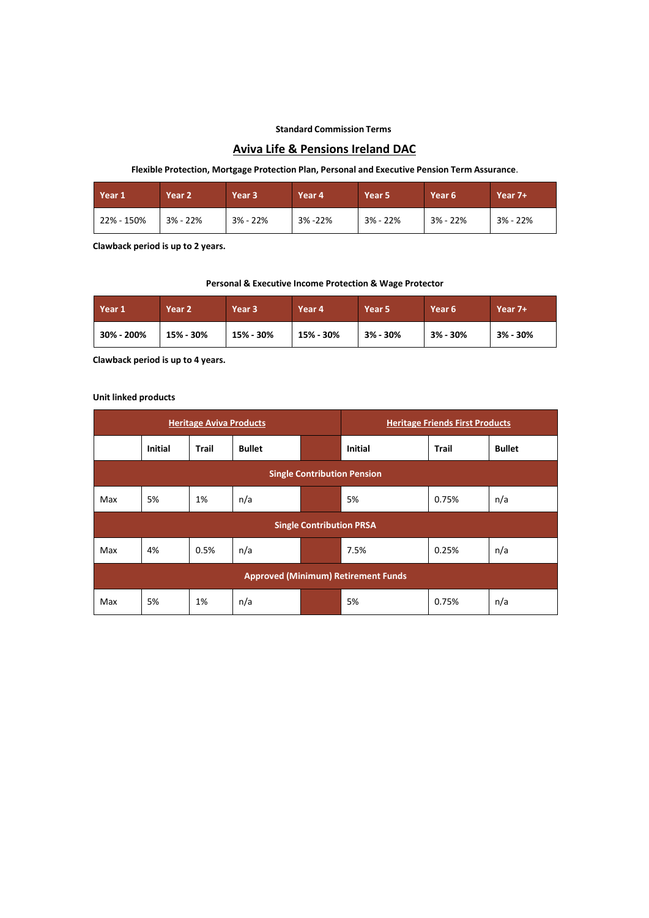**Standard Commission Terms**

## Aviva Life & Pensions Ireland DAC

**Flexible Protection, Mortgage Protection Plan, Personal and Executive Pension Term Assurance**.

| Year 1 | Year 2 | Year 3 | Year 4 | Year 5 | Year 6 | Year 7+ |
|---|---|---|---|---|---|---|
| 22% - 150% | 3% - 22% | 3% - 22% | 3% -22% | 3% - 22% | 3% - 22% | 3% - 22% |

**Clawback period is up to 2 years.**

**Personal & Executive Income Protection & Wage Protector**

| Year 1 | Year 2 | Year 3 | Year 4 | Year 5 | Year 6 | Year 7+ |
|---|---|---|---|---|---|---|
| **30% - 200%** | **15% - 30%** | **15% - 30%** | **15% - 30%** | **3% - 30%** | **3% - 30%** | **3% - 30%** |

**Clawback period is up to 4 years.**

**Unit linked products**

| Heritage Aviva Products | | | | | Heritage Friends First Products | | |
|---|---|---|---|---|---|---|---|
| | **Initial** | **Trail** | **Bullet** | | **Initial** | **Trail** | **Bullet** |
| **Single Contribution Pension** | | | | | | | |
| Max | 5% | 1% | n/a | | 5% | 0.75% | n/a |
| **Single Contribution PRSA** | | | | | | | |
| Max | 4% | 0.5% | n/a | | 7.5% | 0.25% | n/a |
| **Approved (Minimum) Retirement Funds** | | | | | | | |
| Max | 5% | 1% | n/a | | 5% | 0.75% | n/a |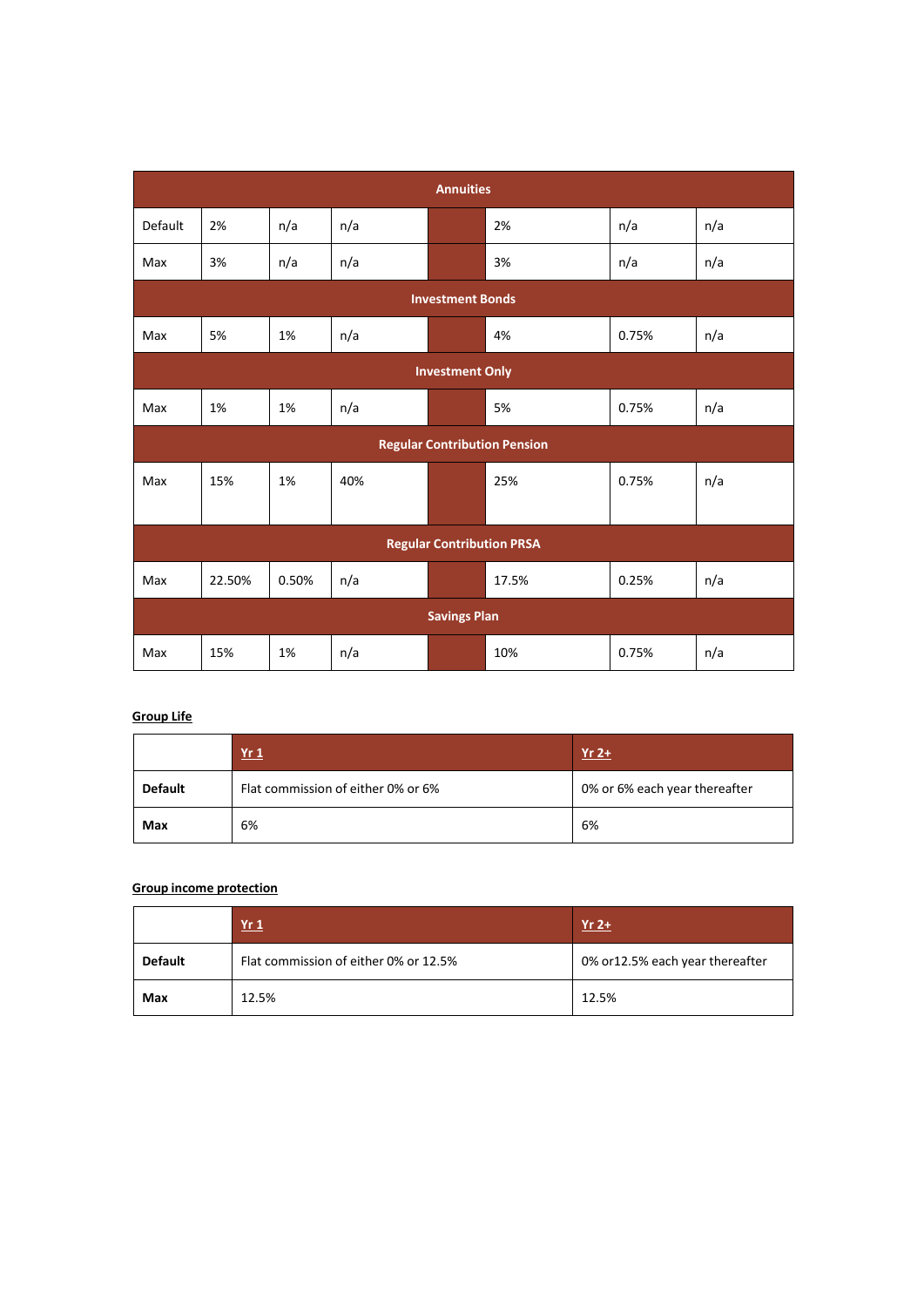| Annuities | | | | | | | |
|---|---|---|---|---|---|---|---|
| Default | 2% | n/a | n/a | | 2% | n/a | n/a |
| Max | 3% | n/a | n/a | | 3% | n/a | n/a |
| **Investment Bonds** | | | | | | | |
| Max | 5% | 1% | n/a | | 4% | 0.75% | n/a |
| **Investment Only** | | | | | | | |
| Max | 1% | 1% | n/a | | 5% | 0.75% | n/a |
| **Regular Contribution Pension** | | | | | | | |
| Max | 15% | 1% | 40% | | 25% | 0.75% | n/a |
| **Regular Contribution PRSA** | | | | | | | |
| Max | 22.50% | 0.50% | n/a | | 17.5% | 0.25% | n/a |
| **Savings Plan** | | | | | | | |
| Max | 15% | 1% | n/a | | 10% | 0.75% | n/a |

**Group Life**

| | Yr 1 | Yr 2+ |
|---|---|---|
| **Default** | Flat commission of either 0% or 6% | 0% or 6% each year thereafter |
| **Max** | 6% | 6% |

**Group income protection**

| | Yr 1 | Yr 2+ |
|---|---|---|
| **Default** | Flat commission of either 0% or 12.5% | 0% or12.5% each year thereafter |
| **Max** | 12.5% | 12.5% |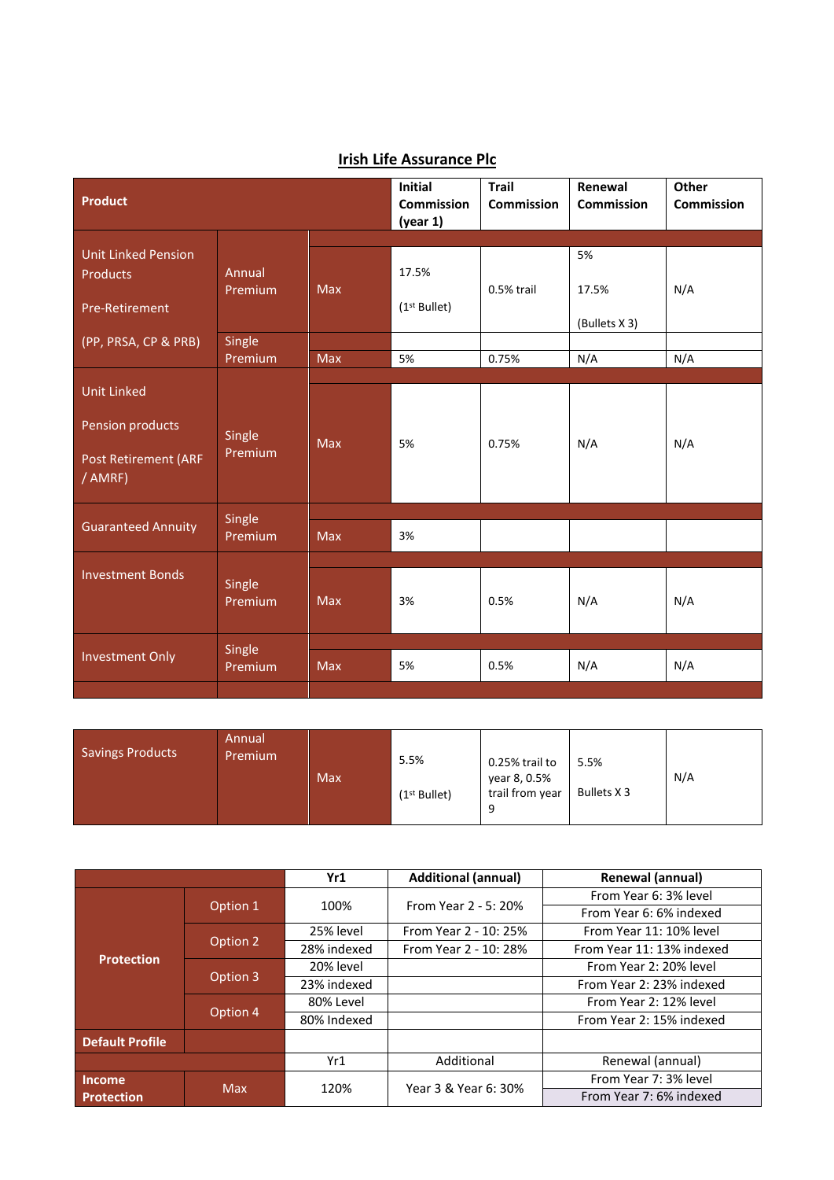## Irish Life Assurance Plc

| Product | | | Initial Commission (year 1) | Trail Commission | Renewal Commission | Other Commission |
|---|---|---|---|---|---|---|
| Unit Linked Pension Products Pre-Retirement (PP, PRSA, CP & PRB) | Annual Premium | Max | 17.5% (1st Bullet) | 0.5% trail | 5% 17.5% (Bullets X 3) | N/A |
| | Single Premium | Max | 5% | 0.75% | N/A | N/A |
| Unit Linked Pension products Post Retirement (ARF / AMRF) | Single Premium | Max | 5% | 0.75% | N/A | N/A |
| Guaranteed Annuity | Single Premium | Max | 3% | | | |
| Investment Bonds | Single Premium | Max | 3% | 0.5% | N/A | N/A |
| Investment Only | Single Premium | Max | 5% | 0.5% | N/A | N/A |

| | | | | | | |
|---|---|---|---|---|---|---|
| Savings Products | Annual Premium | Max | 5.5% (1st Bullet) | 0.25% trail to year 8, 0.5% trail from year 9 | 5.5% Bullets X 3 | N/A |

| | | Yr1 | Additional (annual) | Renewal (annual) |
|---|---|---|---|---|
| Protection | Option 1 | 100% | From Year 2 - 5: 20% | From Year 6: 3% level |
| | | | | From Year 6: 6% indexed |
| | Option 2 | 25% level | From Year 2 - 10: 25% | From Year 11: 10% level |
| | | 28% indexed | From Year 2 - 10: 28% | From Year 11: 13% indexed |
| | Option 3 | 20% level | | From Year 2: 20% level |
| | | 23% indexed | | From Year 2: 23% indexed |
| | Option 4 | 80% Level | | From Year 2: 12% level |
| | | 80% Indexed | | From Year 2: 15% indexed |
| Default Profile | | | | |
| | | Yr1 | Additional | Renewal (annual) |
| Income Protection | Max | 120% | Year 3 & Year 6: 30% | From Year 7: 3% level |
| | | | | From Year 7: 6% indexed |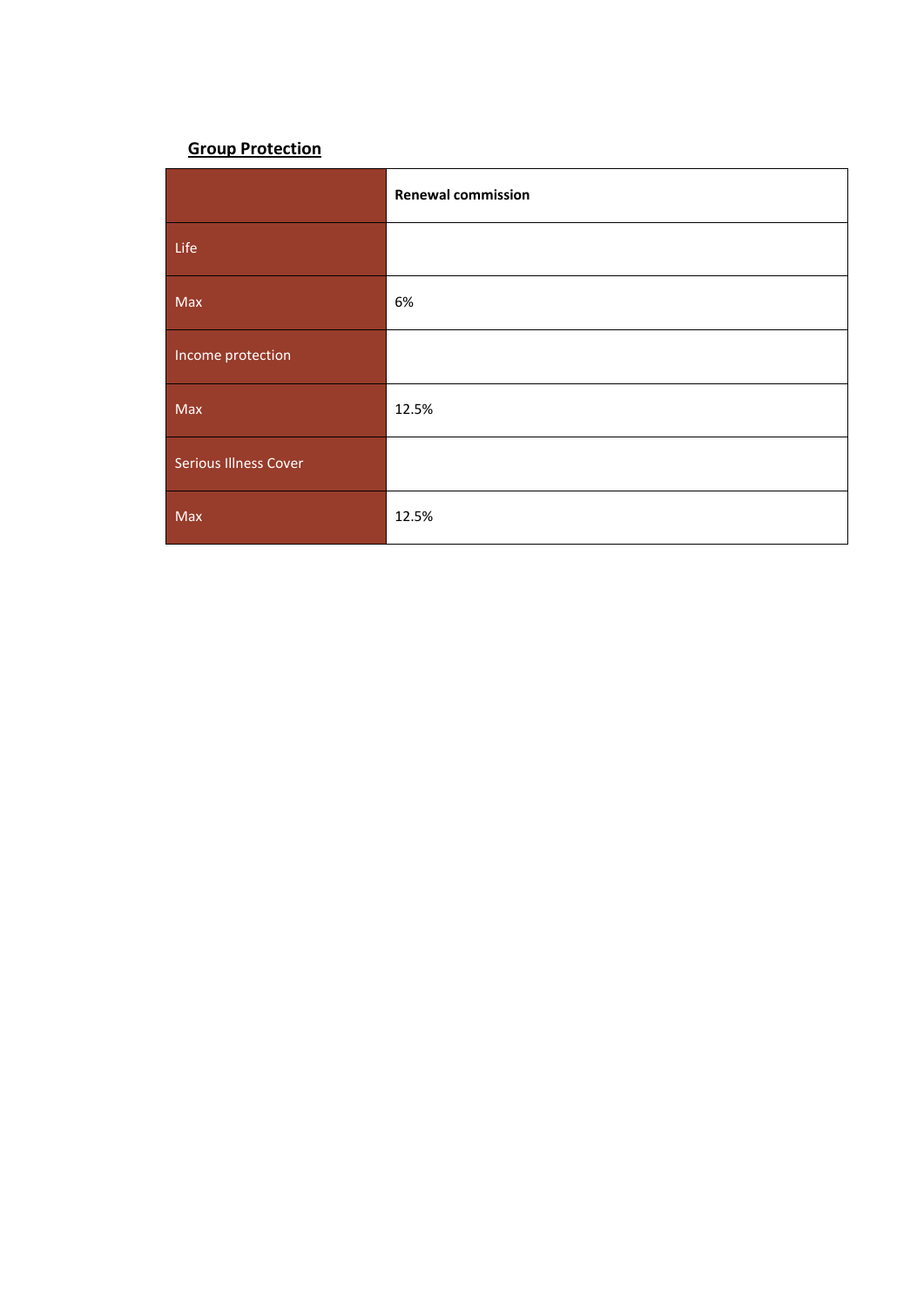**Group Protection**

| | **Renewal commission** |
|---|---|
| Life | |
| Max | 6% |
| Income protection | |
| Max | 12.5% |
| Serious Illness Cover | |
| Max | 12.5% |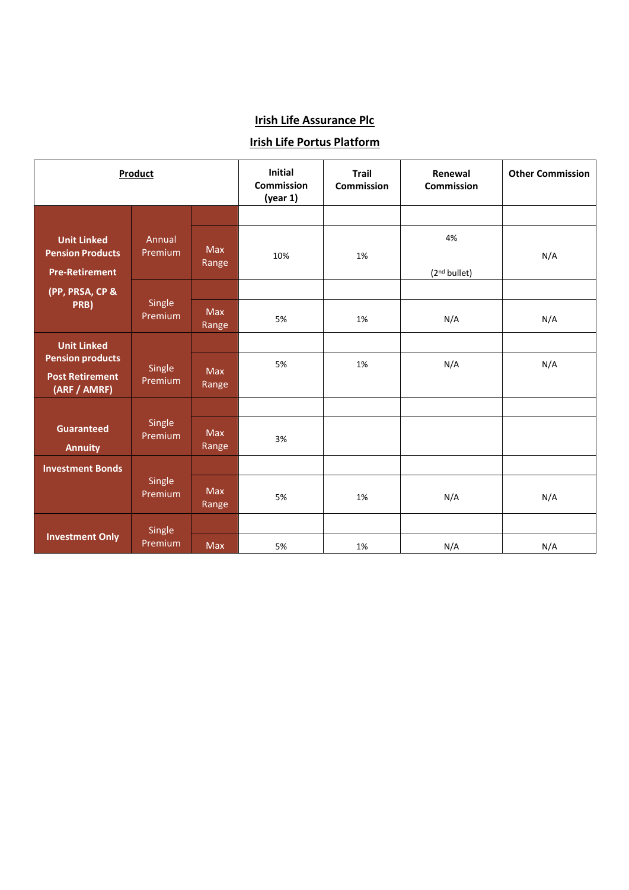**Irish Life Assurance Plc**

**Irish Life Portus Platform**

| **Product** | | | **Initial Commission (year 1)** | **Trail Commission** | **Renewal Commission** | **Other Commission** |
|---|---|---|---|---|---|---|
| **Unit Linked Pension Products Pre-Retirement (PP, PRSA, CP & PRB)** | Annual Premium | | | | | |
| | | Max Range | 10% | 1% | 4% (2nd bullet) | N/A |
| | Single Premium | | | | | |
| | | Max Range | 5% | 1% | N/A | N/A |
| **Unit Linked Pension products Post Retirement (ARF / AMRF)** | Single Premium | | | | | |
| | | Max Range | 5% | 1% | N/A | N/A |
| **Guaranteed Annuity** | Single Premium | | | | | |
| | | Max Range | 3% | | | |
| **Investment Bonds** | Single Premium | | | | | |
| | | Max Range | 5% | 1% | N/A | N/A |
| **Investment Only** | Single Premium | | | | | |
| | | Max | 5% | 1% | N/A | N/A |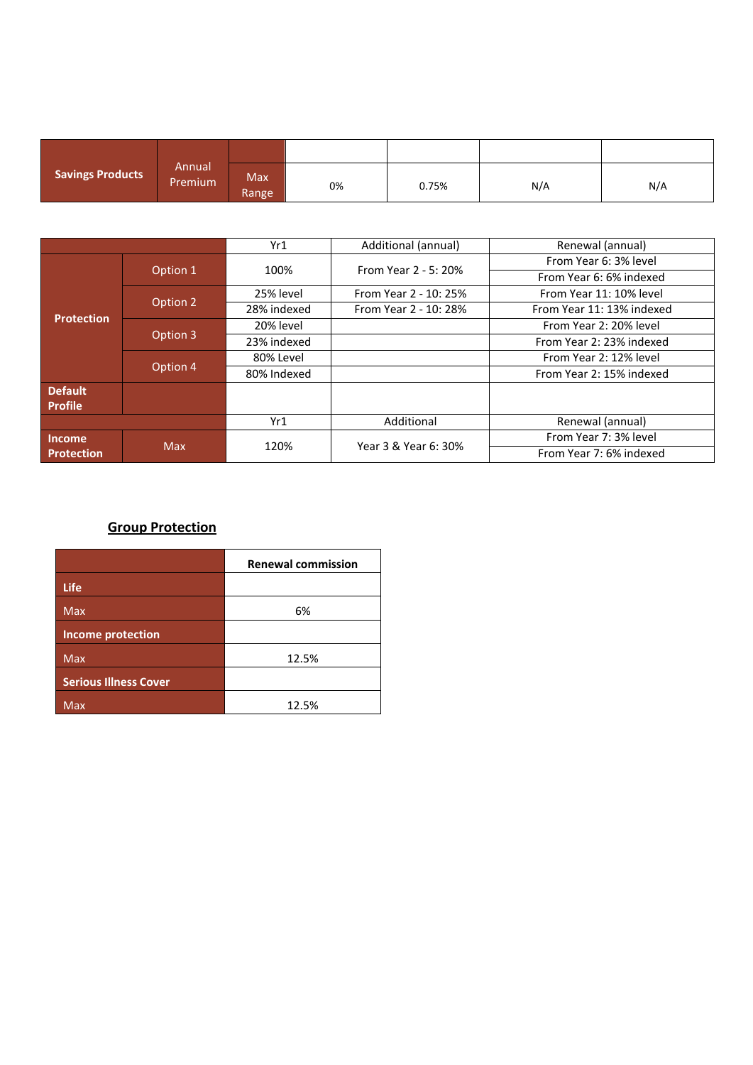| Savings Products | Annual Premium | Max Range | 0% | 0.75% | N/A | N/A |
|---|---|---|---|---|---|---|

| | | Yr1 | Additional (annual) | Renewal (annual) |
|---|---|---|---|---|
| Protection | Option 1 | 100% | From Year 2 - 5: 20% | From Year 6: 3% level |
| | | | | From Year 6: 6% indexed |
| | Option 2 | 25% level | From Year 2 - 10: 25% | From Year 11: 10% level |
| | | 28% indexed | From Year 2 - 10: 28% | From Year 11: 13% indexed |
| | Option 3 | 20% level | | From Year 2: 20% level |
| | | 23% indexed | | From Year 2: 23% indexed |
| | Option 4 | 80% Level | | From Year 2: 12% level |
| | | 80% Indexed | | From Year 2: 15% indexed |
| Default Profile | | | | |
| | | Yr1 | Additional | Renewal (annual) |
| Income Protection | Max | 120% | Year 3 & Year 6: 30% | From Year 7: 3% level |
| | | | | From Year 7: 6% indexed |

## Group Protection

| | Renewal commission |
|---|---|
| **Life** | |
| Max | 6% |
| **Income protection** | |
| Max | 12.5% |
| **Serious Illness Cover** | |
| Max | 12.5% |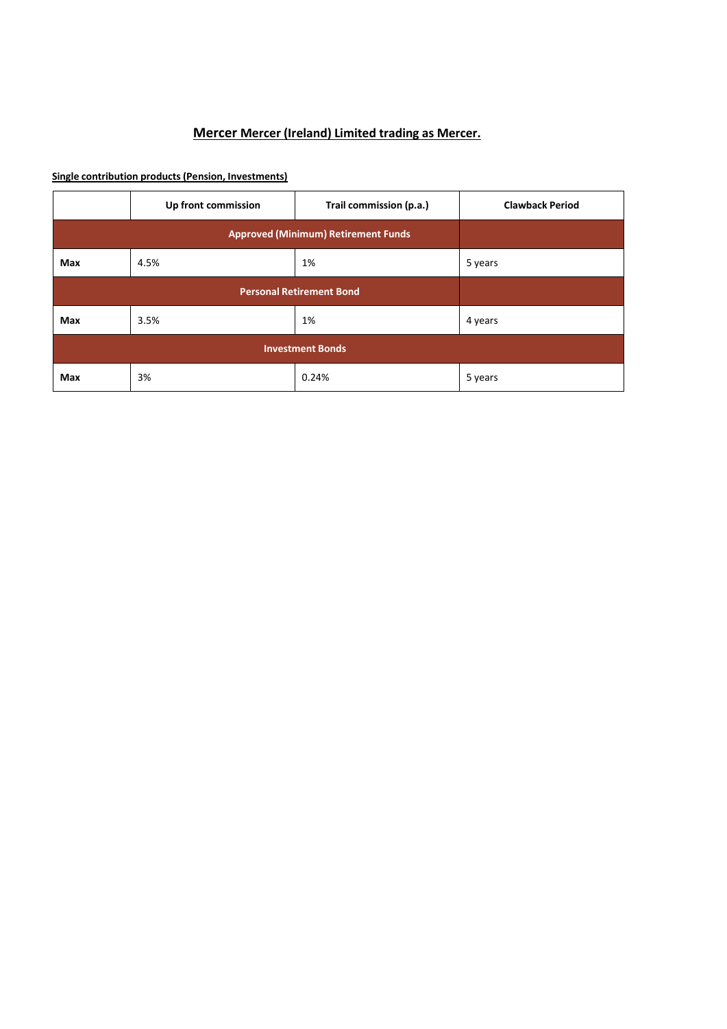## Mercer Mercer (Ireland) Limited trading as Mercer.

**Single contribution products (Pension, Investments)**

| | Up front commission | Trail commission (p.a.) | Clawback Period |
|---|---|---|---|
| **Approved (Minimum) Retirement Funds** | | | |
| **Max** | 4.5% | 1% | 5 years |
| **Personal Retirement Bond** | | | |
| **Max** | 3.5% | 1% | 4 years |
| **Investment Bonds** | | | |
| **Max** | 3% | 0.24% | 5 years |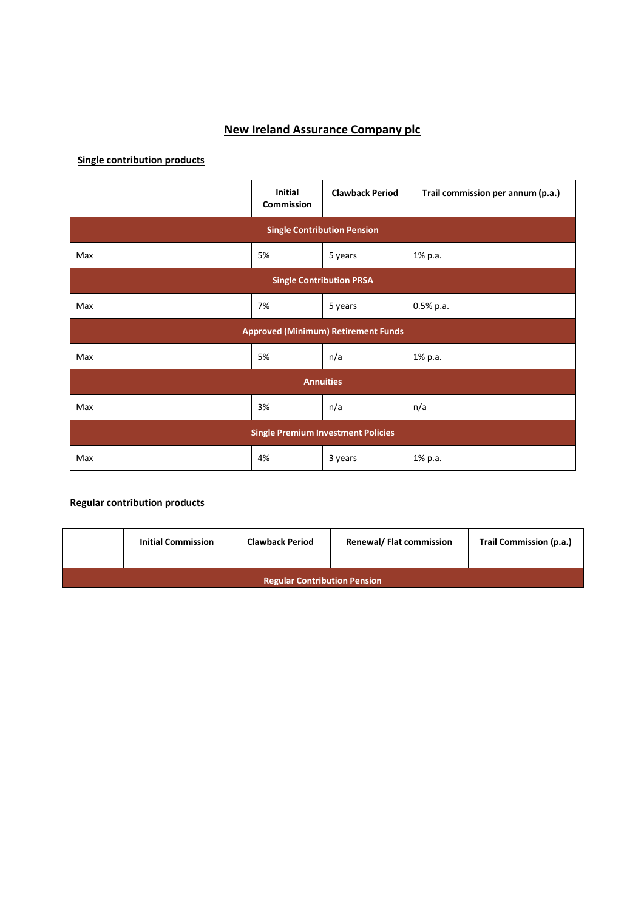# New Ireland Assurance Company plc

## Single contribution products

| | Initial Commission | Clawback Period | Trail commission per annum (p.a.) |
|---|---|---|---|
| **Single Contribution Pension** | | | |
| Max | 5% | 5 years | 1% p.a. |
| **Single Contribution PRSA** | | | |
| Max | 7% | 5 years | 0.5% p.a. |
| **Approved (Minimum) Retirement Funds** | | | |
| Max | 5% | n/a | 1% p.a. |
| **Annuities** | | | |
| Max | 3% | n/a | n/a |
| **Single Premium Investment Policies** | | | |
| Max | 4% | 3 years | 1% p.a. |

## Regular contribution products

| | Initial Commission | Clawback Period | Renewal/ Flat commission | Trail Commission (p.a.) |
|---|---|---|---|---|
| **Regular Contribution Pension** | | | | |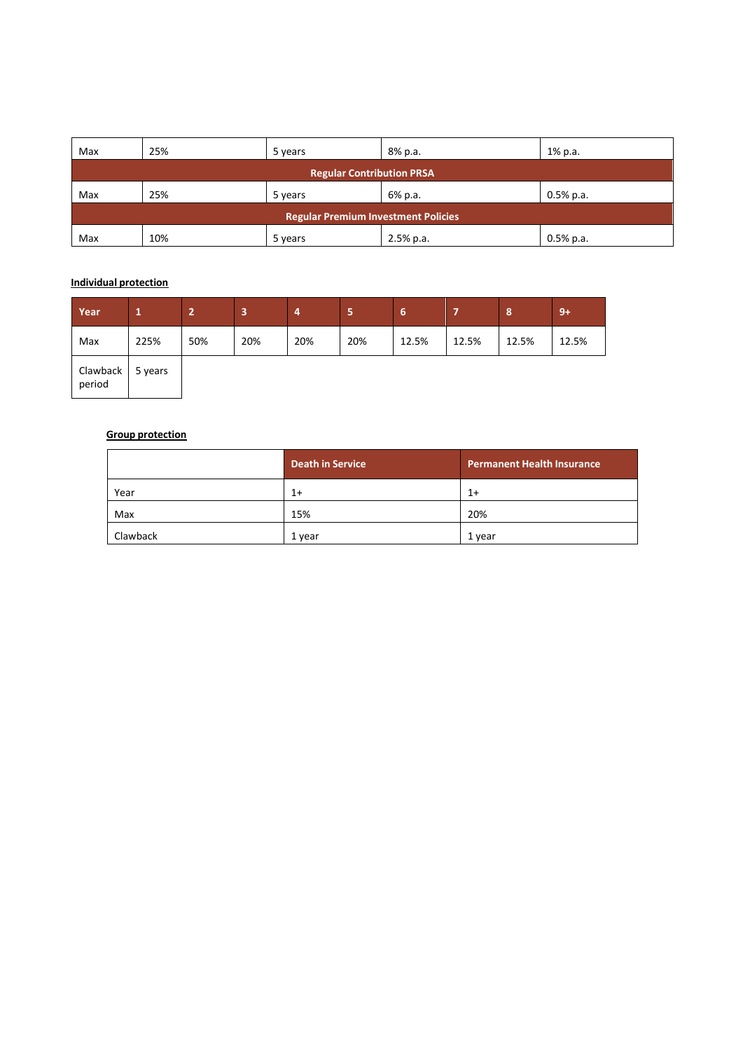| | | | | |
|---|---|---|---|---|
| Max | 25% | 5 years | 8% p.a. | 1% p.a. |
| **Regular Contribution PRSA** | | | | |
| Max | 25% | 5 years | 6% p.a. | 0.5% p.a. |
| **Regular Premium Investment Policies** | | | | |
| Max | 10% | 5 years | 2.5% p.a. | 0.5% p.a. |

**Individual protection**

| Year | 1 | 2 | 3 | 4 | 5 | 6 | 7 | 8 | 9+ |
|---|---|---|---|---|---|---|---|---|---|
| Max | 225% | 50% | 20% | 20% | 20% | 12.5% | 12.5% | 12.5% | 12.5% |
| Clawback period | 5 years | | | | | | | | |

**Group protection**

| | Death in Service | Permanent Health Insurance |
|---|---|---|
| Year | 1+ | 1+ |
| Max | 15% | 20% |
| Clawback | 1 year | 1 year |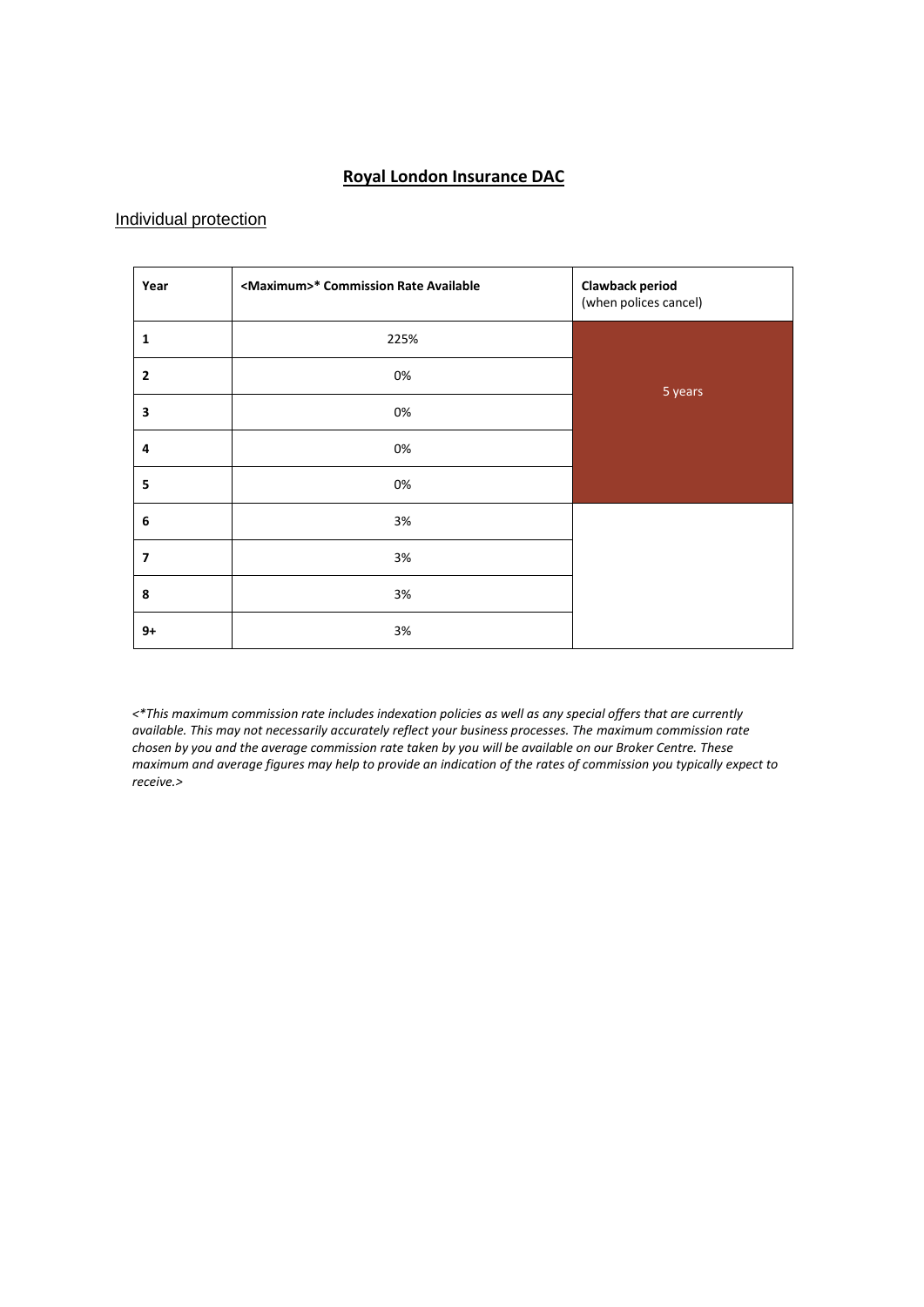## Royal London Insurance DAC

### Individual protection

| Year | <Maximum>* Commission Rate Available | Clawback period (when polices cancel) |
|---|---|---|
| 1 | 225% | 5 years |
| 2 | 0% | |
| 3 | 0% | |
| 4 | 0% | |
| 5 | 0% | |
| 6 | 3% | |
| 7 | 3% | |
| 8 | 3% | |
| 9+ | 3% | |

*<*This maximum commission rate includes indexation policies as well as any special offers that are currently available. This may not necessarily accurately reflect your business processes. The maximum commission rate chosen by you and the average commission rate taken by you will be available on our Broker Centre. These maximum and average figures may help to provide an indication of the rates of commission you typically expect to receive.>*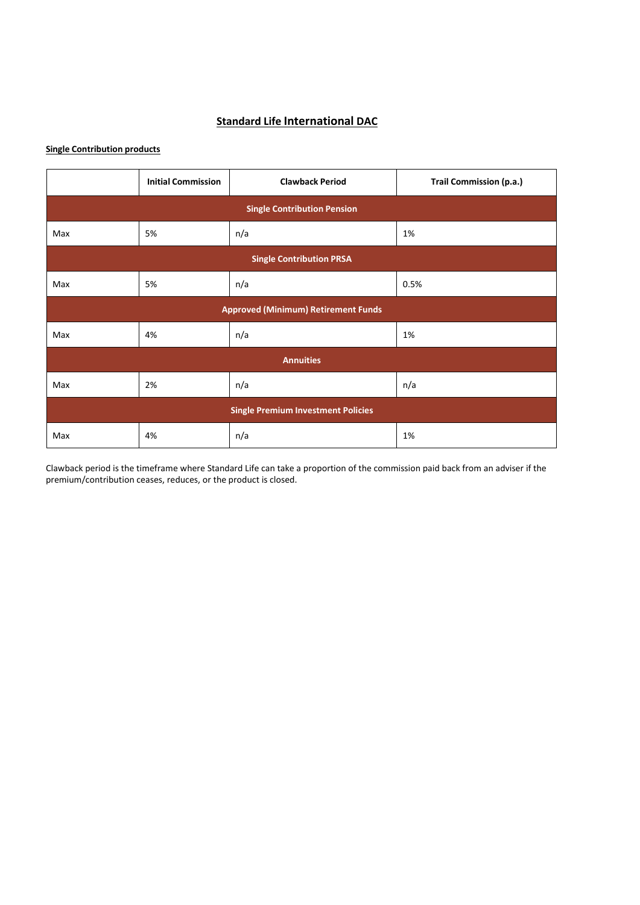# Standard Life International DAC

**Single Contribution products**

| | Initial Commission | Clawback Period | Trail Commission (p.a.) |
|---|---|---|---|
| **Single Contribution Pension** | | | |
| Max | 5% | n/a | 1% |
| **Single Contribution PRSA** | | | |
| Max | 5% | n/a | 0.5% |
| **Approved (Minimum) Retirement Funds** | | | |
| Max | 4% | n/a | 1% |
| **Annuities** | | | |
| Max | 2% | n/a | n/a |
| **Single Premium Investment Policies** | | | |
| Max | 4% | n/a | 1% |

Clawback period is the timeframe where Standard Life can take a proportion of the commission paid back from an adviser if the premium/contribution ceases, reduces, or the product is closed.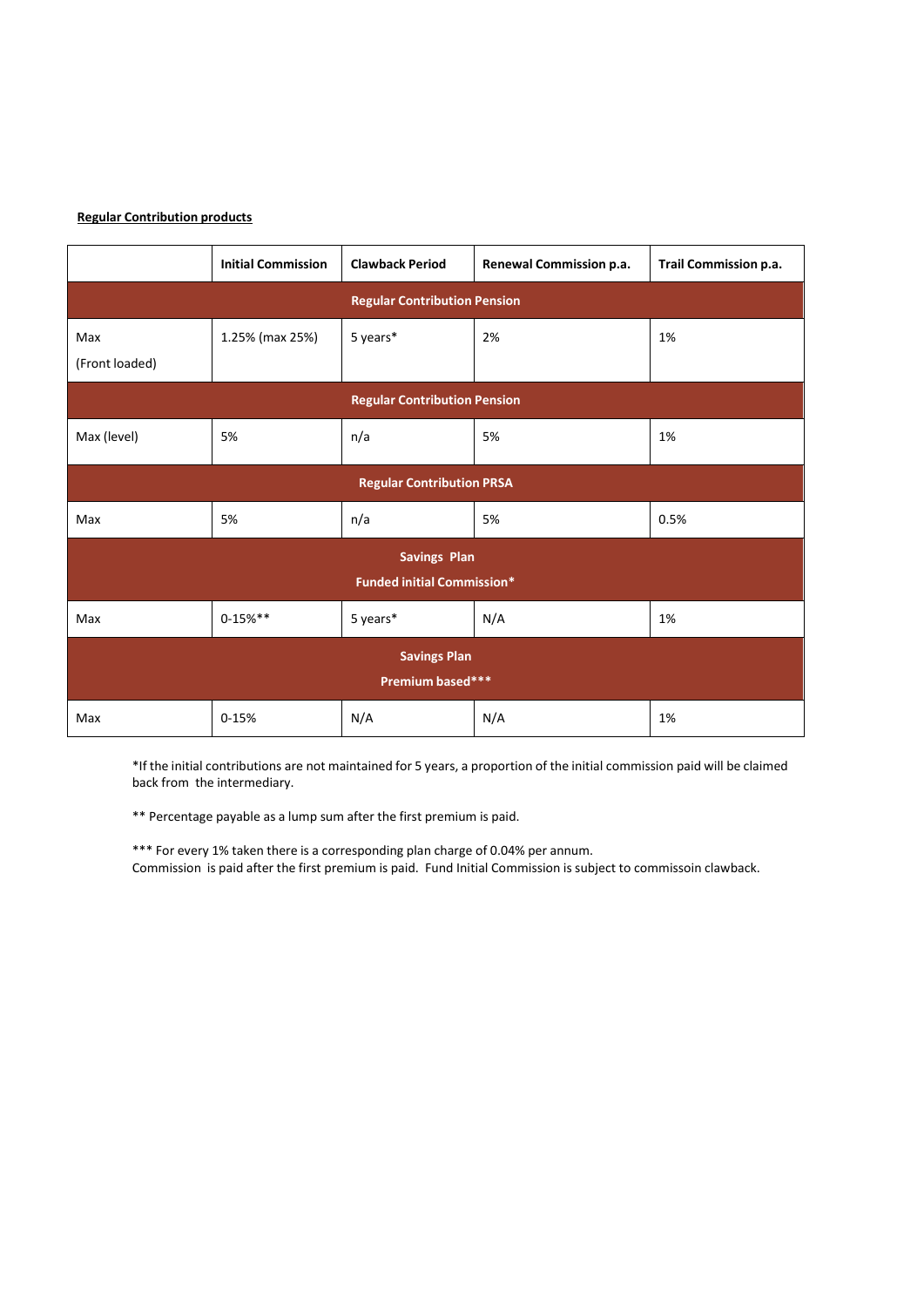**Regular Contribution products**

| | Initial Commission | Clawback Period | Renewal Commission p.a. | Trail Commission p.a. |
|---|---|---|---|---|
| **Regular Contribution Pension** | | | | |
| Max (Front loaded) | 1.25% (max 25%) | 5 years* | 2% | 1% |
| **Regular Contribution Pension** | | | | |
| Max (level) | 5% | n/a | 5% | 1% |
| **Regular Contribution PRSA** | | | | |
| Max | 5% | n/a | 5% | 0.5% |
| **Savings Plan Funded initial Commission*** | | | | |
| Max | 0-15%** | 5 years* | N/A | 1% |
| **Savings Plan Premium based***** | | | | |
| Max | 0-15% | N/A | N/A | 1% |

*If the initial contributions are not maintained for 5 years, a proportion of the initial commission paid will be claimed back from the intermediary.

** Percentage payable as a lump sum after the first premium is paid.

*** For every 1% taken there is a corresponding plan charge of 0.04% per annum.
Commission is paid after the first premium is paid. Fund Initial Commission is subject to commissoin clawback.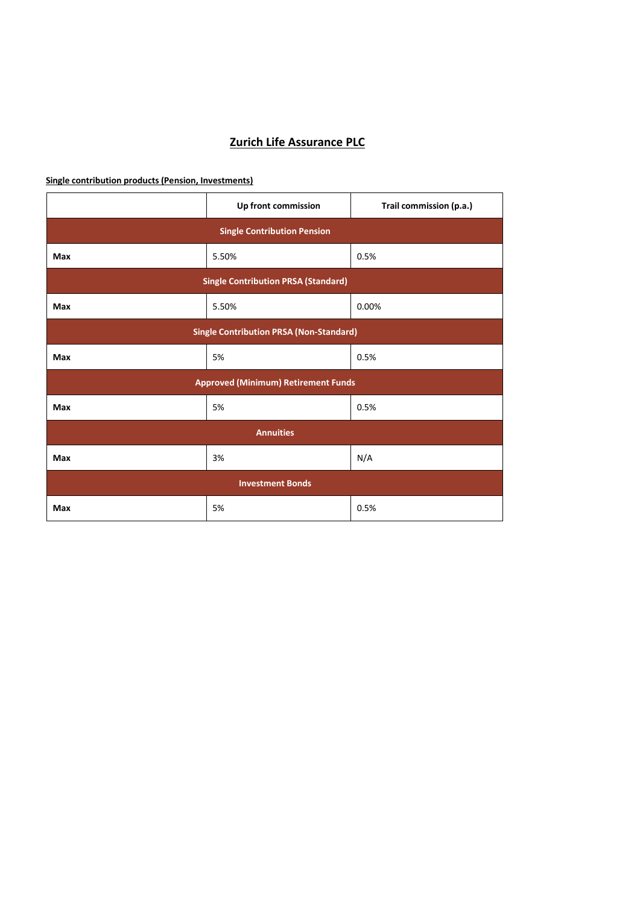# Zurich Life Assurance PLC

**Single contribution products (Pension, Investments)**

| | Up front commission | Trail commission (p.a.) |
|---|---|---|
| **Single Contribution Pension** | | |
| **Max** | 5.50% | 0.5% |
| **Single Contribution PRSA (Standard)** | | |
| **Max** | 5.50% | 0.00% |
| **Single Contribution PRSA (Non-Standard)** | | |
| **Max** | 5% | 0.5% |
| **Approved (Minimum) Retirement Funds** | | |
| **Max** | 5% | 0.5% |
| **Annuities** | | |
| **Max** | 3% | N/A |
| **Investment Bonds** | | |
| **Max** | 5% | 0.5% |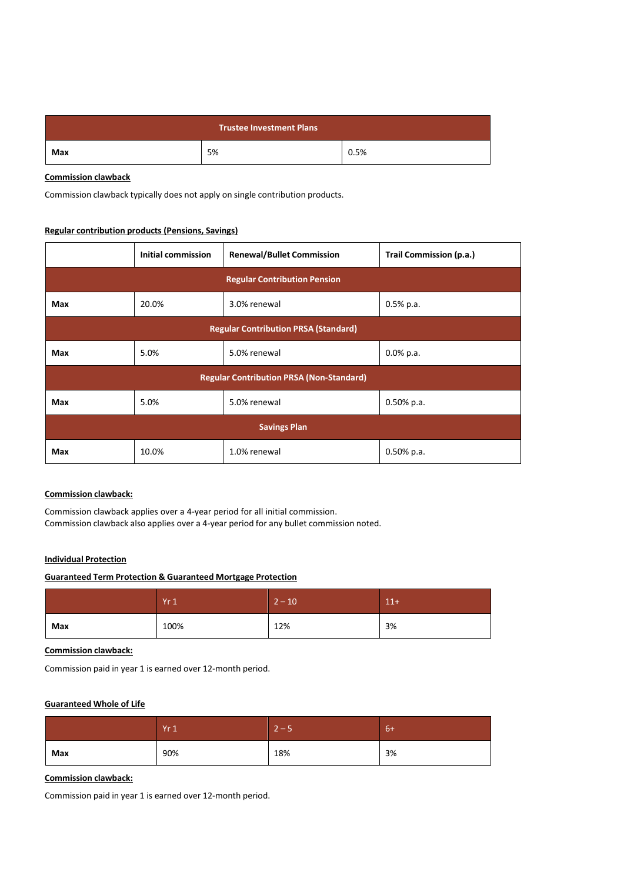| | | |
|---|---|---|
| **Trustee Investment Plans** | | |
| **Max** | 5% | 0.5% |

**Commission clawback**

Commission clawback typically does not apply on single contribution products.

**Regular contribution products (Pensions, Savings)**

| | **Initial commission** | **Renewal/Bullet Commission** | **Trail Commission (p.a.)** |
|---|---|---|---|
| **Regular Contribution Pension** | | | |
| **Max** | 20.0% | 3.0% renewal | 0.5% p.a. |
| **Regular Contribution PRSA (Standard)** | | | |
| **Max** | 5.0% | 5.0% renewal | 0.0% p.a. |
| **Regular Contribution PRSA (Non-Standard)** | | | |
| **Max** | 5.0% | 5.0% renewal | 0.50% p.a. |
| **Savings Plan** | | | |
| **Max** | 10.0% | 1.0% renewal | 0.50% p.a. |

**Commission clawback:**

Commission clawback applies over a 4-year period for all initial commission.
Commission clawback also applies over a 4-year period for any bullet commission noted.

**Individual Protection**

**Guaranteed Term Protection & Guaranteed Mortgage Protection**

| | Yr 1 | 2 – 10 | 11+ |
|---|---|---|---|
| **Max** | 100% | 12% | 3% |

**Commission clawback:**

Commission paid in year 1 is earned over 12-month period.

**Guaranteed Whole of Life**

| | Yr 1 | 2 – 5 | 6+ |
|---|---|---|---|
| **Max** | 90% | 18% | 3% |

**Commission clawback:**

Commission paid in year 1 is earned over 12-month period.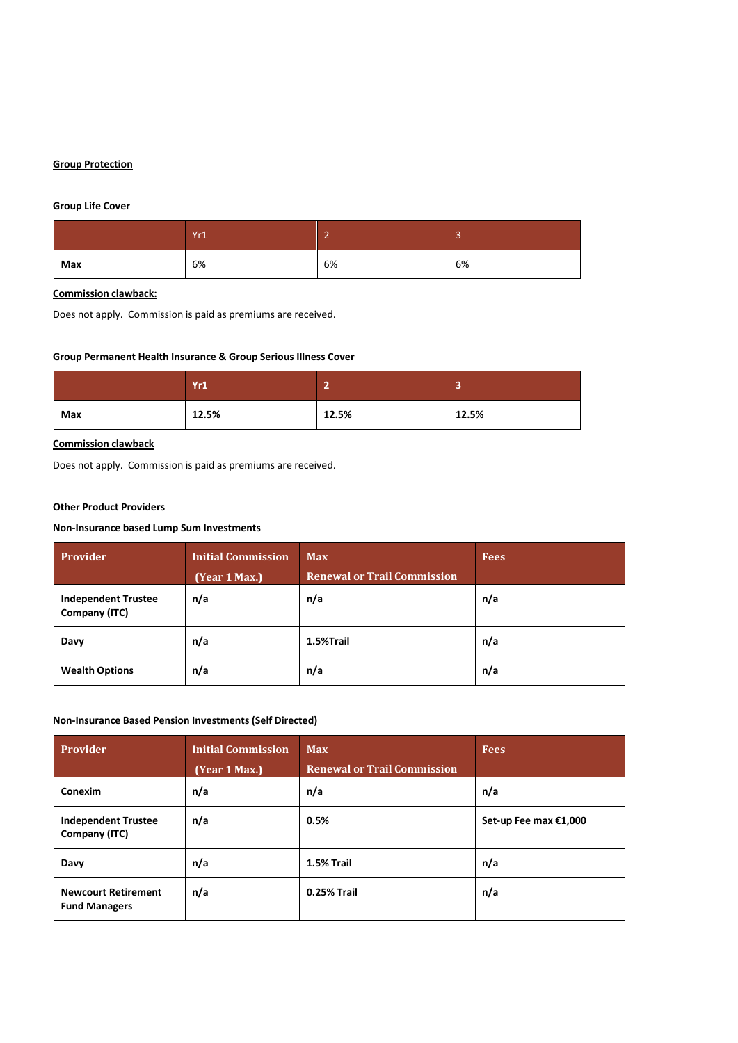**Group Protection**

**Group Life Cover**

| | Yr1 | 2 | 3 |
|---|---|---|---|
| **Max** | 6% | 6% | 6% |

**Commission clawback:**

Does not apply. Commission is paid as premiums are received.

**Group Permanent Health Insurance & Group Serious Illness Cover**

| | **Yr1** | **2** | **3** |
|---|---|---|---|
| **Max** | **12.5%** | **12.5%** | **12.5%** |

**Commission clawback**

Does not apply. Commission is paid as premiums are received.

**Other Product Providers**

**Non-Insurance based Lump Sum Investments**

| **Provider** | **Initial Commission (Year 1 Max.)** | **Max Renewal or Trail Commission** | **Fees** |
|---|---|---|---|
| **Independent Trustee Company (ITC)** | **n/a** | **n/a** | **n/a** |
| **Davy** | **n/a** | **1.5%Trail** | **n/a** |
| **Wealth Options** | **n/a** | **n/a** | **n/a** |

**Non-Insurance Based Pension Investments (Self Directed)**

| **Provider** | **Initial Commission (Year 1 Max.)** | **Max Renewal or Trail Commission** | **Fees** |
|---|---|---|---|
| **Conexim** | **n/a** | **n/a** | **n/a** |
| **Independent Trustee Company (ITC)** | **n/a** | **0.5%** | **Set-up Fee max €1,000** |
| **Davy** | **n/a** | **1.5% Trail** | **n/a** |
| **Newcourt Retirement Fund Managers** | **n/a** | **0.25% Trail** | **n/a** |